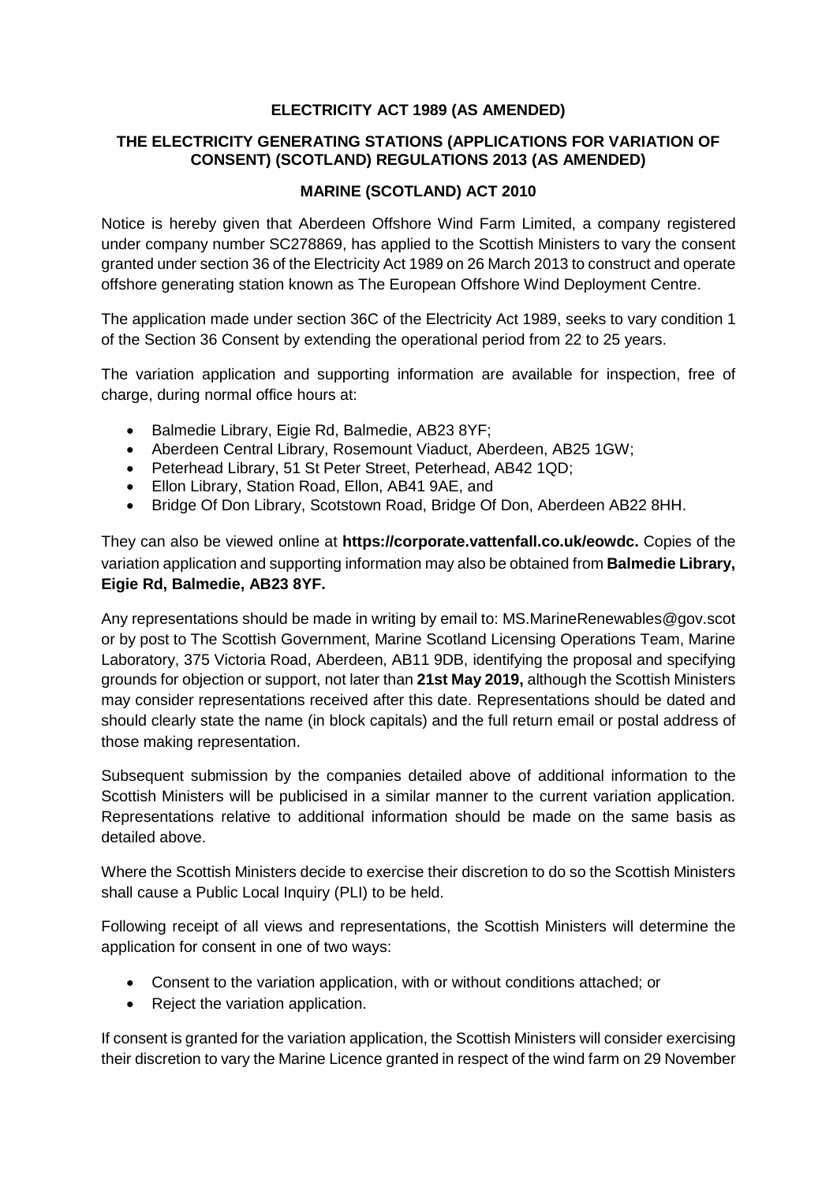**ELECTRICITY ACT 1989 (AS AMENDED)**

**THE ELECTRICITY GENERATING STATIONS (APPLICATIONS FOR VARIATION OF CONSENT) (SCOTLAND) REGULATIONS 2013 (AS AMENDED)**

**MARINE (SCOTLAND) ACT 2010**

Notice is hereby given that Aberdeen Offshore Wind Farm Limited, a company registered under company number SC278869, has applied to the Scottish Ministers to vary the consent granted under section 36 of the Electricity Act 1989 on 26 March 2013 to construct and operate offshore generating station known as The European Offshore Wind Deployment Centre.

The application made under section 36C of the Electricity Act 1989, seeks to vary condition 1 of the Section 36 Consent by extending the operational period from 22 to 25 years.

The variation application and supporting information are available for inspection, free of charge, during normal office hours at:

- Balmedie Library, Eigie Rd, Balmedie, AB23 8YF;
- Aberdeen Central Library, Rosemount Viaduct, Aberdeen, AB25 1GW;
- Peterhead Library, 51 St Peter Street, Peterhead, AB42 1QD;
- Ellon Library, Station Road, Ellon, AB41 9AE, and
- Bridge Of Don Library, Scotstown Road, Bridge Of Don, Aberdeen AB22 8HH.

They can also be viewed online at **https://corporate.vattenfall.co.uk/eowdc.** Copies of the variation application and supporting information may also be obtained from **Balmedie Library, Eigie Rd, Balmedie, AB23 8YF.**

Any representations should be made in writing by email to: MS.MarineRenewables@gov.scot or by post to The Scottish Government, Marine Scotland Licensing Operations Team, Marine Laboratory, 375 Victoria Road, Aberdeen, AB11 9DB, identifying the proposal and specifying grounds for objection or support, not later than **21st May 2019,** although the Scottish Ministers may consider representations received after this date. Representations should be dated and should clearly state the name (in block capitals) and the full return email or postal address of those making representation.

Subsequent submission by the companies detailed above of additional information to the Scottish Ministers will be publicised in a similar manner to the current variation application. Representations relative to additional information should be made on the same basis as detailed above.

Where the Scottish Ministers decide to exercise their discretion to do so the Scottish Ministers shall cause a Public Local Inquiry (PLI) to be held.

Following receipt of all views and representations, the Scottish Ministers will determine the application for consent in one of two ways:

- Consent to the variation application, with or without conditions attached; or
- Reject the variation application.

If consent is granted for the variation application, the Scottish Ministers will consider exercising their discretion to vary the Marine Licence granted in respect of the wind farm on 29 November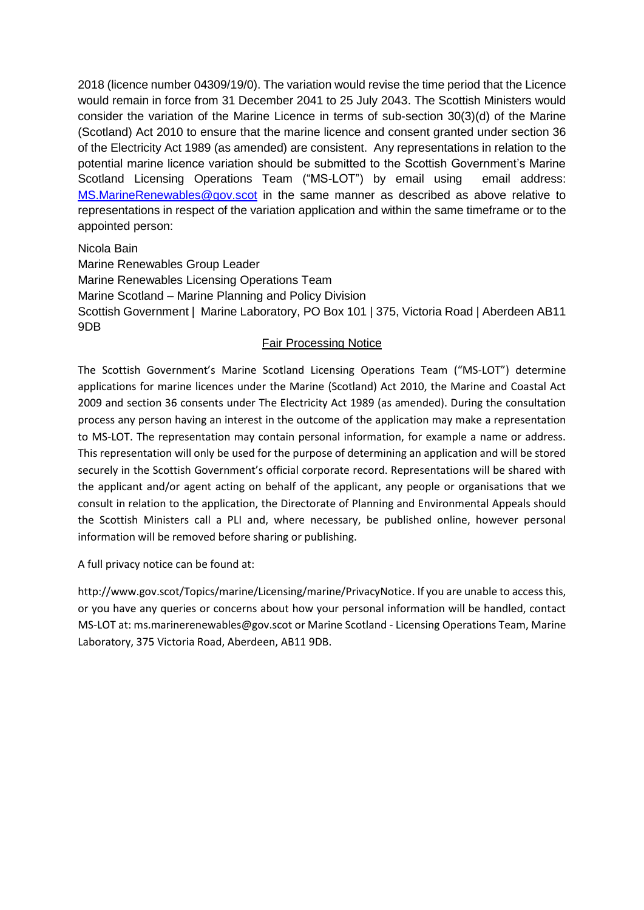2018 (licence number 04309/19/0). The variation would revise the time period that the Licence would remain in force from 31 December 2041 to 25 July 2043. The Scottish Ministers would consider the variation of the Marine Licence in terms of sub-section 30(3)(d) of the Marine (Scotland) Act 2010 to ensure that the marine licence and consent granted under section 36 of the Electricity Act 1989 (as amended) are consistent. Any representations in relation to the potential marine licence variation should be submitted to the Scottish Government's Marine Scotland Licensing Operations Team ("MS-LOT") by email using email address: MS.MarineRenewables@gov.scot in the same manner as described as above relative to representations in respect of the variation application and within the same timeframe or to the appointed person:

Nicola Bain
Marine Renewables Group Leader
Marine Renewables Licensing Operations Team
Marine Scotland – Marine Planning and Policy Division
Scottish Government | Marine Laboratory, PO Box 101 | 375, Victoria Road | Aberdeen AB11 9DB

## Fair Processing Notice

The Scottish Government's Marine Scotland Licensing Operations Team ("MS-LOT") determine applications for marine licences under the Marine (Scotland) Act 2010, the Marine and Coastal Act 2009 and section 36 consents under The Electricity Act 1989 (as amended). During the consultation process any person having an interest in the outcome of the application may make a representation to MS-LOT. The representation may contain personal information, for example a name or address. This representation will only be used for the purpose of determining an application and will be stored securely in the Scottish Government's official corporate record. Representations will be shared with the applicant and/or agent acting on behalf of the applicant, any people or organisations that we consult in relation to the application, the Directorate of Planning and Environmental Appeals should the Scottish Ministers call a PLI and, where necessary, be published online, however personal information will be removed before sharing or publishing.

A full privacy notice can be found at:

http://www.gov.scot/Topics/marine/Licensing/marine/PrivacyNotice. If you are unable to access this, or you have any queries or concerns about how your personal information will be handled, contact MS-LOT at: ms.marinerenewables@gov.scot or Marine Scotland - Licensing Operations Team, Marine Laboratory, 375 Victoria Road, Aberdeen, AB11 9DB.